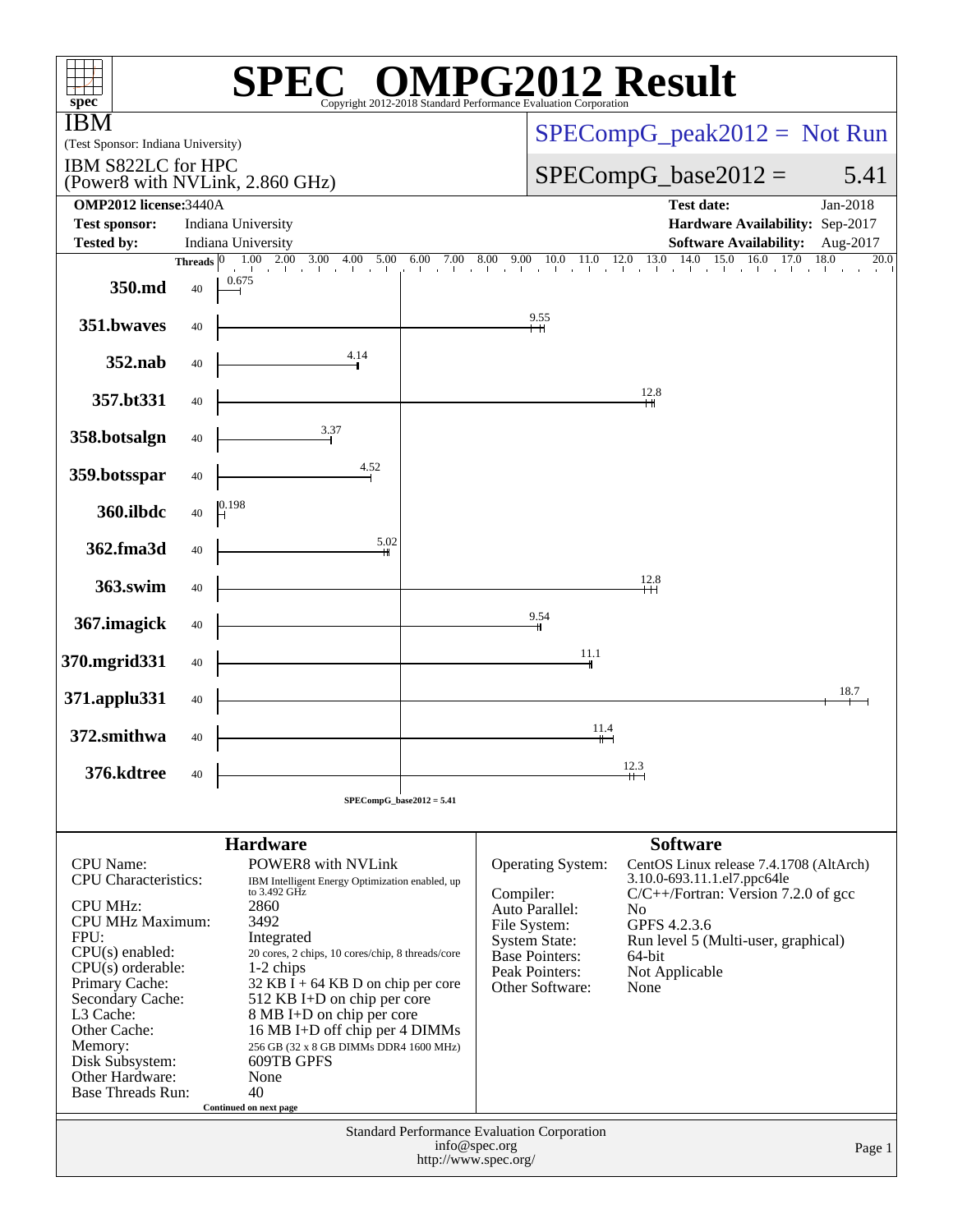# SPEC® OMPG2012 Result

Copyright 2012-2018 Standard Performance Evaluation Corporation

**IBM**

(Test Sponsor: Indiana University)

IBM S822LC for HPC (Power8 with NVLink, 2.860 GHz)

SPECompG_peak2012 = Not Run

SPECompG_base2012 = 5.41

| | | | |
|---|---|---|---|
| **OMP2012 license:** | 3440A | **Test date:** | Jan-2018 |
| **Test sponsor:** | Indiana University | **Hardware Availability:** | Sep-2017 |
| **Tested by:** | Indiana University | **Software Availability:** | Aug-2017 |

| Benchmark | Threads | Base Ratio |
|---|---|---|
| 350.md | 40 | 0.675 |
| 351.bwaves | 40 | 9.55 |
| 352.nab | 40 | 4.14 |
| 357.bt331 | 40 | 12.8 |
| 358.botsalgn | 40 | 3.37 |
| 359.botsspar | 40 | 4.52 |
| 360.ilbdc | 40 | 0.198 |
| 362.fma3d | 40 | 5.02 |
| 363.swim | 40 | 12.8 |
| 367.imagick | 40 | 9.54 |
| 370.mgrid331 | 40 | 11.1 |
| 371.applu331 | 40 | 18.7 |
| 372.smithwa | 40 | 11.4 |
| 376.kdtree | 40 | 12.3 |

SPECompG_base2012 = 5.41

## Hardware

| | |
|---|---|
| CPU Name: | POWER8 with NVLink |
| CPU Characteristics: | IBM Intelligent Energy Optimization enabled, up to 3.492 GHz |
| CPU MHz: | 2860 |
| CPU MHz Maximum: | 3492 |
| FPU: | Integrated |
| CPU(s) enabled: | 20 cores, 2 chips, 10 cores/chip, 8 threads/core |
| CPU(s) orderable: | 1-2 chips |
| Primary Cache: | 32 KB I + 64 KB D on chip per core |
| Secondary Cache: | 512 KB I+D on chip per core |
| L3 Cache: | 8 MB I+D on chip per core |
| Other Cache: | 16 MB I+D off chip per 4 DIMMs |
| Memory: | 256 GB (32 x 8 GB DIMMs DDR4 1600 MHz) |
| Disk Subsystem: | 609TB GPFS |
| Other Hardware: | None |
| Base Threads Run: | 40 |

Continued on next page

## Software

| | |
|---|---|
| Operating System: | CentOS Linux release 7.4.1708 (AltArch) 3.10.0-693.11.1.el7.ppc64le |
| Compiler: | C/C++/Fortran: Version 7.2.0 of gcc |
| Auto Parallel: | No |
| File System: | GPFS 4.2.3.6 |
| System State: | Run level 5 (Multi-user, graphical) |
| Base Pointers: | 64-bit |
| Peak Pointers: | Not Applicable |
| Other Software: | None |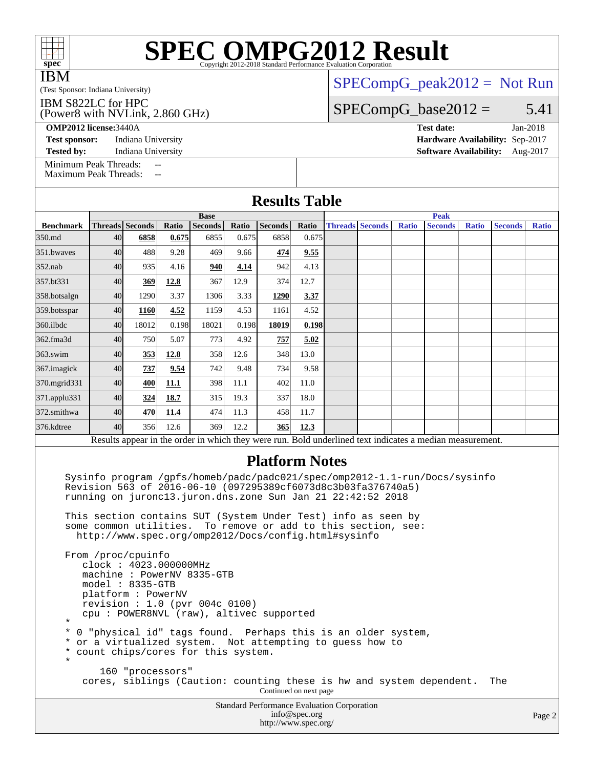# SPEC OMPG2012 Result

Copyright 2012-2018 Standard Performance Evaluation Corporation

IBM

(Test Sponsor: Indiana University)

IBM S822LC for HPC
(Power8 with NVLink, 2.860 GHz)

SPECompG_peak2012 = Not Run

SPECompG_base2012 = 5.41

**OMP2012 license:** 3440A | **Test date:** Jan-2018

**Test sponsor:** Indiana University | **Hardware Availability:** Sep-2017

**Tested by:** Indiana University | **Software Availability:** Aug-2017

Minimum Peak Threads: --
Maximum Peak Threads: --

## Results Table

| Benchmark | Base | | | | | | | Peak | | | | | | |
|---|---|---|---|---|---|---|---|---|---|---|---|---|---|---|
| | Threads | Seconds | Ratio | Seconds | Ratio | Seconds | Ratio | Threads | Seconds | Ratio | Seconds | Ratio | Seconds | Ratio |
| 350.md | 40 | **6858** | **0.675** | 6855 | 0.675 | 6858 | 0.675 | | | | | | | |
| 351.bwaves | 40 | 488 | 9.28 | 469 | 9.66 | **474** | **9.55** | | | | | | | |
| 352.nab | 40 | 935 | 4.16 | **940** | **4.14** | 942 | 4.13 | | | | | | | |
| 357.bt331 | 40 | **369** | **12.8** | 367 | 12.9 | 374 | 12.7 | | | | | | | |
| 358.botsalgn | 40 | 1290 | 3.37 | 1306 | 3.33 | **1290** | **3.37** | | | | | | | |
| 359.botsspar | 40 | **1160** | **4.52** | 1159 | 4.53 | 1161 | 4.52 | | | | | | | |
| 360.ilbdc | 40 | 18012 | 0.198 | 18021 | 0.198 | **18019** | **0.198** | | | | | | | |
| 362.fma3d | 40 | 750 | 5.07 | 773 | 4.92 | **757** | **5.02** | | | | | | | |
| 363.swim | 40 | **353** | **12.8** | 358 | 12.6 | 348 | 13.0 | | | | | | | |
| 367.imagick | 40 | **737** | **9.54** | 742 | 9.48 | 734 | 9.58 | | | | | | | |
| 370.mgrid331 | 40 | **400** | **11.1** | 398 | 11.1 | 402 | 11.0 | | | | | | | |
| 371.applu331 | 40 | **324** | **18.7** | 315 | 19.3 | 337 | 18.0 | | | | | | | |
| 372.smithwa | 40 | **470** | **11.4** | 474 | 11.3 | 458 | 11.7 | | | | | | | |
| 376.kdtree | 40 | 356 | 12.6 | 369 | 12.2 | **365** | **12.3** | | | | | | | |

Results appear in the order in which they were run. Bold underlined text indicates a median measurement.

## Platform Notes

```
Sysinfo program /gpfs/homeb/padc/padc021/spec/omp2012-1.1-run/Docs/sysinfo
Revision 563 of 2016-06-10 (097295389cf6073d8c3b03fa376740a5)
running on juronc13.juron.dns.zone Sun Jan 21 22:42:52 2018

This section contains SUT (System Under Test) info as seen by
some common utilities.  To remove or add to this section, see:
  http://www.spec.org/omp2012/Docs/config.html#sysinfo

From /proc/cpuinfo
   clock : 4023.000000MHz
   machine : PowerNV 8335-GTB
   model : 8335-GTB
   platform : PowerNV
   revision : 1.0 (pvr 004c 0100)
   cpu : POWER8NVL (raw), altivec supported
*
* 0 "physical id" tags found.  Perhaps this is an older system,
* or a virtualized system.  Not attempting to guess how to
* count chips/cores for this system.
*
      160 "processors"
   cores, siblings (Caution: counting these is hw and system dependent.  The
```

Continued on next page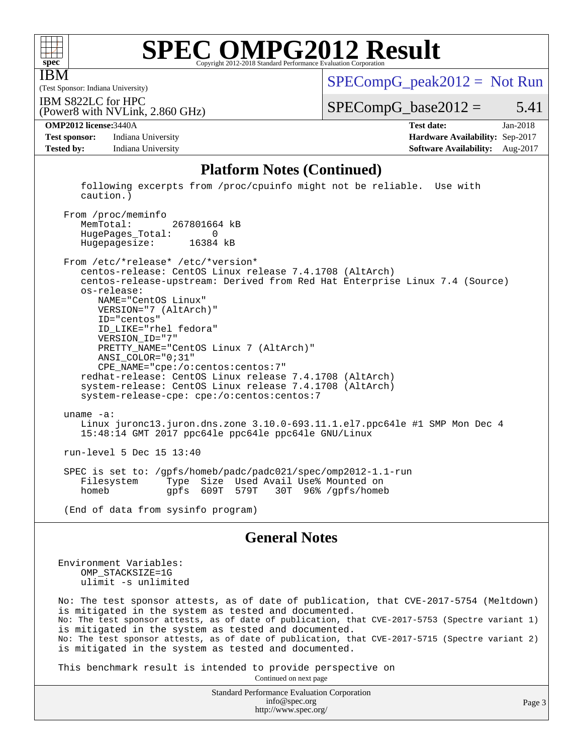# SPEC OMPG2012 Result

IBM

(Test Sponsor: Indiana University)

IBM S822LC for HPC
(Power8 with NVLink, 2.860 GHz)

SPECompG_peak2012 = Not Run

SPECompG_base2012 = 5.41

**OMP2012 license:** 3440A
**Test sponsor:** Indiana University
**Tested by:** Indiana University

**Test date:** Jan-2018
**Hardware Availability:** Sep-2017
**Software Availability:** Aug-2017

## Platform Notes (Continued)

```
   following excerpts from /proc/cpuinfo might not be reliable.  Use with
   caution.)

 From /proc/meminfo
    MemTotal:       267801664 kB
    HugePages_Total:       0
    Hugepagesize:      16384 kB

 From /etc/*release* /etc/*version*
    centos-release: CentOS Linux release 7.4.1708 (AltArch)
    centos-release-upstream: Derived from Red Hat Enterprise Linux 7.4 (Source)
    os-release:
       NAME="CentOS Linux"
       VERSION="7 (AltArch)"
       ID="centos"
       ID_LIKE="rhel fedora"
       VERSION_ID="7"
       PRETTY_NAME="CentOS Linux 7 (AltArch)"
       ANSI_COLOR="0;31"
       CPE_NAME="cpe:/o:centos:centos:7"
    redhat-release: CentOS Linux release 7.4.1708 (AltArch)
    system-release: CentOS Linux release 7.4.1708 (AltArch)
    system-release-cpe: cpe:/o:centos:centos:7

 uname -a:
    Linux juronc13.juron.dns.zone 3.10.0-693.11.1.el7.ppc64le #1 SMP Mon Dec 4
    15:48:14 GMT 2017 ppc64le ppc64le ppc64le GNU/Linux

 run-level 5 Dec 15 13:40

 SPEC is set to: /gpfs/homeb/padc/padc021/spec/omp2012-1.1-run
    Filesystem     Type  Size  Used Avail Use% Mounted on
    homeb          gpfs  609T  579T   30T  96% /gpfs/homeb

 (End of data from sysinfo program)
```

## General Notes

```
Environment Variables:
    OMP_STACKSIZE=1G
    ulimit -s unlimited
```

No: The test sponsor attests, as of date of publication, that CVE-2017-5754 (Meltdown) is mitigated in the system as tested and documented.
No: The test sponsor attests, as of date of publication, that CVE-2017-5753 (Spectre variant 1) is mitigated in the system as tested and documented.
No: The test sponsor attests, as of date of publication, that CVE-2017-5715 (Spectre variant 2) is mitigated in the system as tested and documented.

This benchmark result is intended to provide perspective on

Continued on next page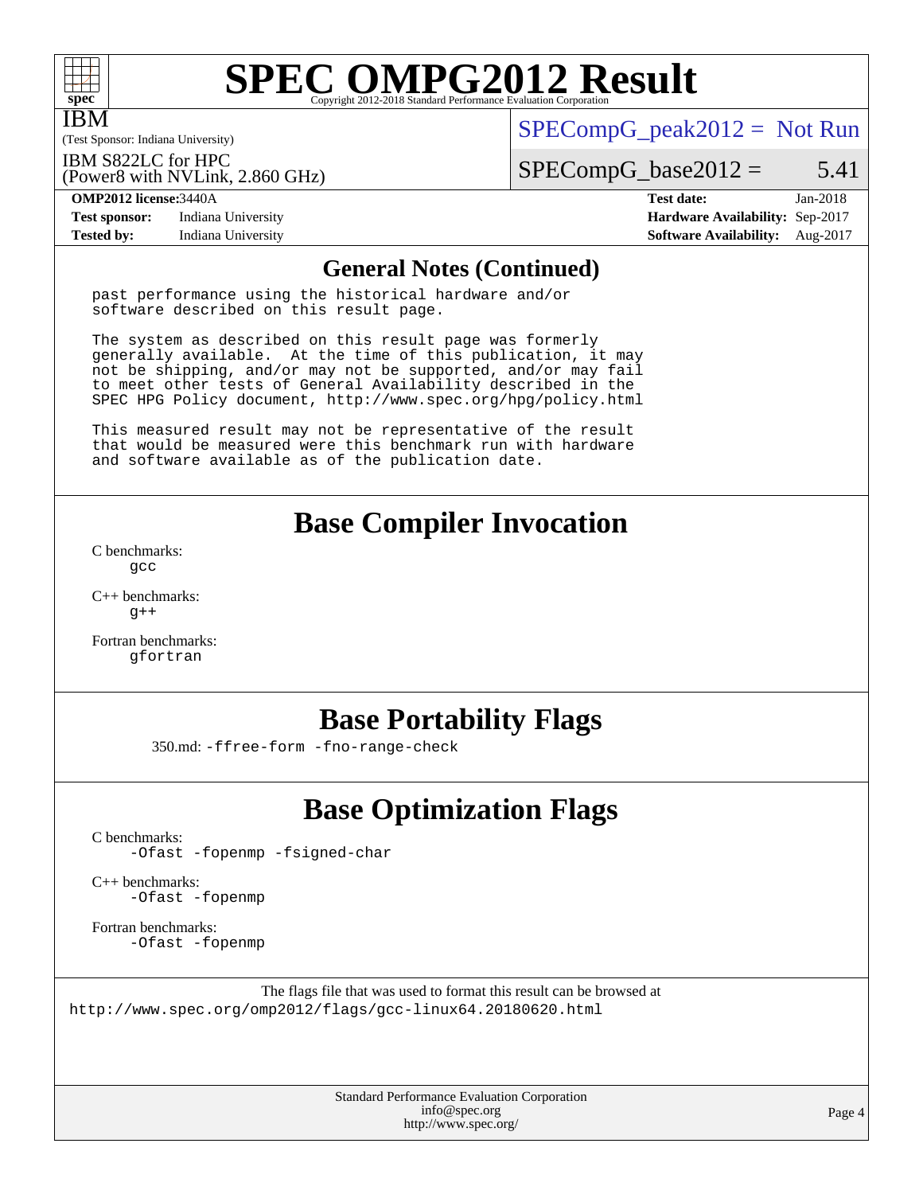## General Notes (Continued)

```
past performance using the historical hardware and/or
software described on this result page.

The system as described on this result page was formerly
generally available.  At the time of this publication, it may
not be shipping, and/or may not be supported, and/or may fail
to meet other tests of General Availability described in the
SPEC HPG Policy document, http://www.spec.org/hpg/policy.html

This measured result may not be representative of the result
that would be measured were this benchmark run with hardware
and software available as of the publication date.
```

## Base Compiler Invocation

C benchmarks:
 gcc

C++ benchmarks:
 g++

Fortran benchmarks:
 gfortran

## Base Portability Flags

350.md: -ffree-form -fno-range-check

## Base Optimization Flags

C benchmarks:
 -Ofast -fopenmp -fsigned-char

C++ benchmarks:
 -Ofast -fopenmp

Fortran benchmarks:
 -Ofast -fopenmp

The flags file that was used to format this result can be browsed at
http://www.spec.org/omp2012/flags/gcc-linux64.20180620.html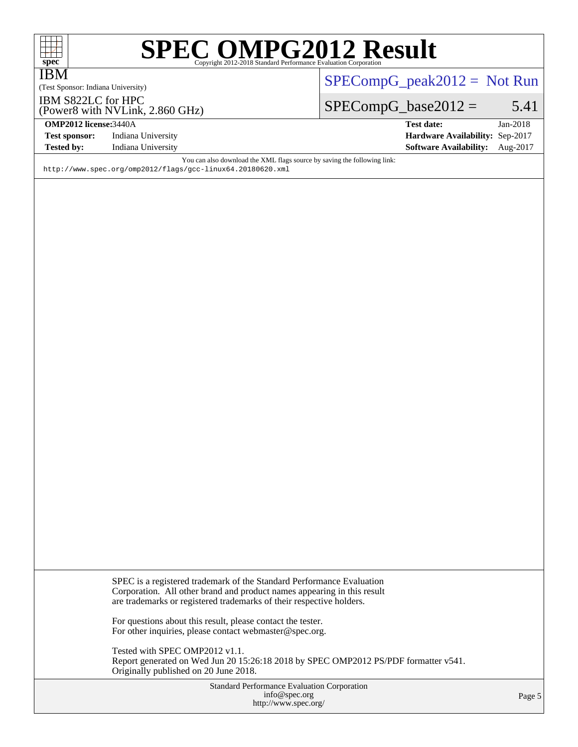# SPEC OMPG2012 Result

Copyright 2012-2018 Standard Performance Evaluation Corporation

**IBM**

(Test Sponsor: Indiana University)

IBM S822LC for HPC
(Power8 with NVLink, 2.860 GHz)

SPECompG_peak2012 = Not Run

SPECompG_base2012 = 5.41

| | | | |
|---|---|---|---|
| **OMP2012 license:** | 3440A | **Test date:** | Jan-2018 |
| **Test sponsor:** | Indiana University | **Hardware Availability:** | Sep-2017 |
| **Tested by:** | Indiana University | **Software Availability:** | Aug-2017 |

You can also download the XML flags source by saving the following link:
http://www.spec.org/omp2012/flags/gcc-linux64.20180620.xml

SPEC is a registered trademark of the Standard Performance Evaluation Corporation. All other brand and product names appearing in this result are trademarks or registered trademarks of their respective holders.

For questions about this result, please contact the tester.
For other inquiries, please contact webmaster@spec.org.

Tested with SPEC OMP2012 v1.1.
Report generated on Wed Jun 20 15:26:18 2018 by SPEC OMP2012 PS/PDF formatter v541.
Originally published on 20 June 2018.

Standard Performance Evaluation Corporation
info@spec.org
http://www.spec.org/